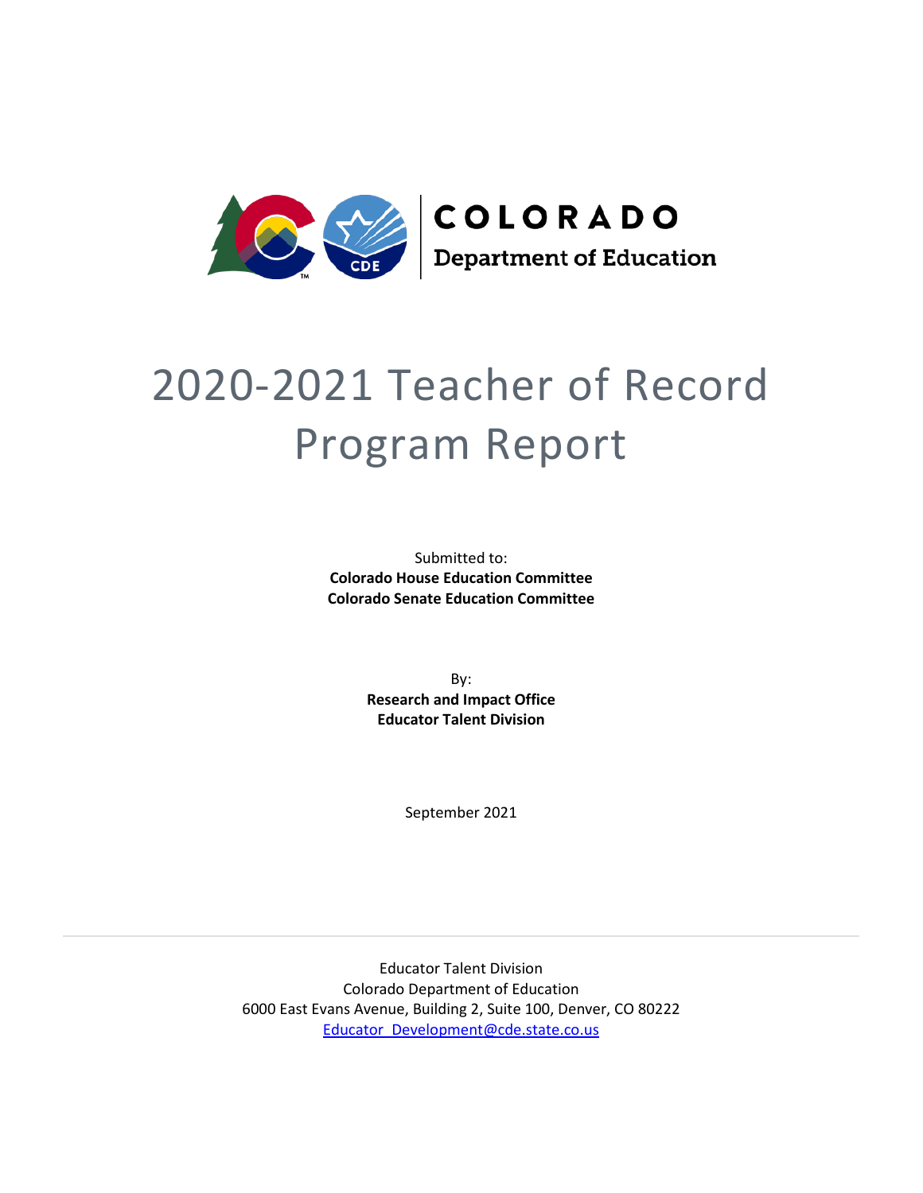COLORADO

Department of Education

# 2020-2021 Teacher of Record Program Report

Submitted to:

**Colorado House Education Committee**

**Colorado Senate Education Committee**

By:

**Research and Impact Office**

**Educator Talent Division**

September 2021

Educator Talent Division

Colorado Department of Education

6000 East Evans Avenue, Building 2, Suite 100, Denver, CO 80222

Educator_Development@cde.state.co.us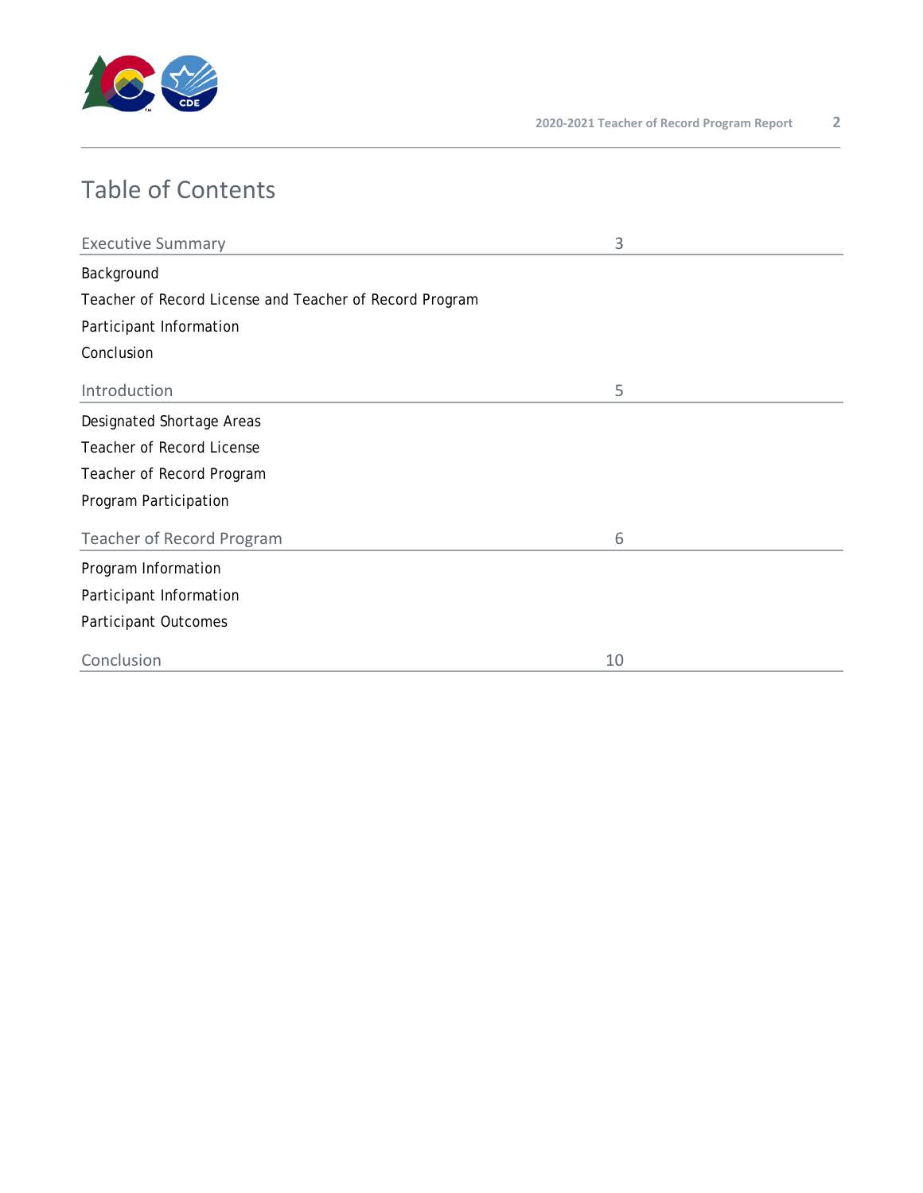# Table of Contents

| Section | Page |
|---|---|
| Executive Summary | 3 |
| Background | |
| Teacher of Record License and Teacher of Record Program | |
| Participant Information | |
| Conclusion | |
| Introduction | 5 |
| Designated Shortage Areas | |
| Teacher of Record License | |
| Teacher of Record Program | |
| Program Participation | |
| Teacher of Record Program | 6 |
| Program Information | |
| Participant Information | |
| Participant Outcomes | |
| Conclusion | 10 |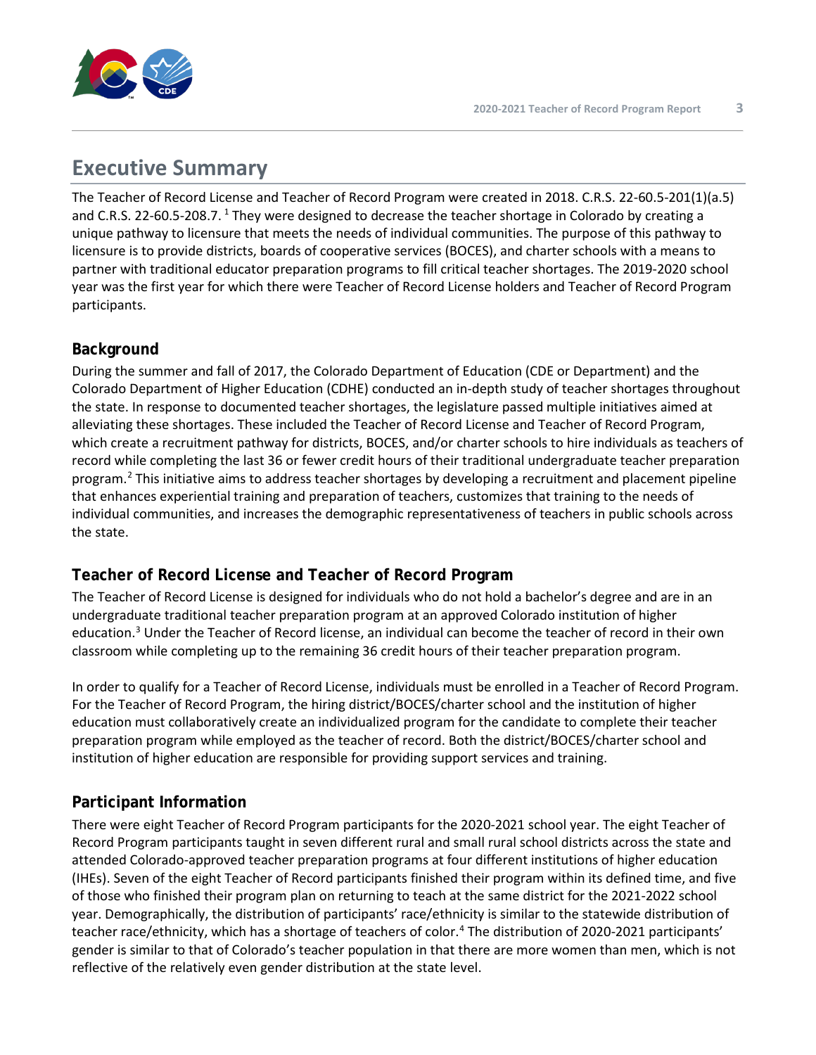# Executive Summary

The Teacher of Record License and Teacher of Record Program were created in 2018. C.R.S. 22-60.5-201(1)(a.5) and C.R.S. 22-60.5-208.7. [1] They were designed to decrease the teacher shortage in Colorado by creating a unique pathway to licensure that meets the needs of individual communities. The purpose of this pathway to licensure is to provide districts, boards of cooperative services (BOCES), and charter schools with a means to partner with traditional educator preparation programs to fill critical teacher shortages. The 2019-2020 school year was the first year for which there were Teacher of Record License holders and Teacher of Record Program participants.

## Background

During the summer and fall of 2017, the Colorado Department of Education (CDE or Department) and the Colorado Department of Higher Education (CDHE) conducted an in-depth study of teacher shortages throughout the state. In response to documented teacher shortages, the legislature passed multiple initiatives aimed at alleviating these shortages. These included the Teacher of Record License and Teacher of Record Program, which create a recruitment pathway for districts, BOCES, and/or charter schools to hire individuals as teachers of record while completing the last 36 or fewer credit hours of their traditional undergraduate teacher preparation program.[2] This initiative aims to address teacher shortages by developing a recruitment and placement pipeline that enhances experiential training and preparation of teachers, customizes that training to the needs of individual communities, and increases the demographic representativeness of teachers in public schools across the state.

## Teacher of Record License and Teacher of Record Program

The Teacher of Record License is designed for individuals who do not hold a bachelor's degree and are in an undergraduate traditional teacher preparation program at an approved Colorado institution of higher education.[3] Under the Teacher of Record license, an individual can become the teacher of record in their own classroom while completing up to the remaining 36 credit hours of their teacher preparation program.

In order to qualify for a Teacher of Record License, individuals must be enrolled in a Teacher of Record Program. For the Teacher of Record Program, the hiring district/BOCES/charter school and the institution of higher education must collaboratively create an individualized program for the candidate to complete their teacher preparation program while employed as the teacher of record. Both the district/BOCES/charter school and institution of higher education are responsible for providing support services and training.

## Participant Information

There were eight Teacher of Record Program participants for the 2020-2021 school year. The eight Teacher of Record Program participants taught in seven different rural and small rural school districts across the state and attended Colorado-approved teacher preparation programs at four different institutions of higher education (IHEs). Seven of the eight Teacher of Record participants finished their program within its defined time, and five of those who finished their program plan on returning to teach at the same district for the 2021-2022 school year. Demographically, the distribution of participants' race/ethnicity is similar to the statewide distribution of teacher race/ethnicity, which has a shortage of teachers of color.[4] The distribution of 2020-2021 participants' gender is similar to that of Colorado's teacher population in that there are more women than men, which is not reflective of the relatively even gender distribution at the state level.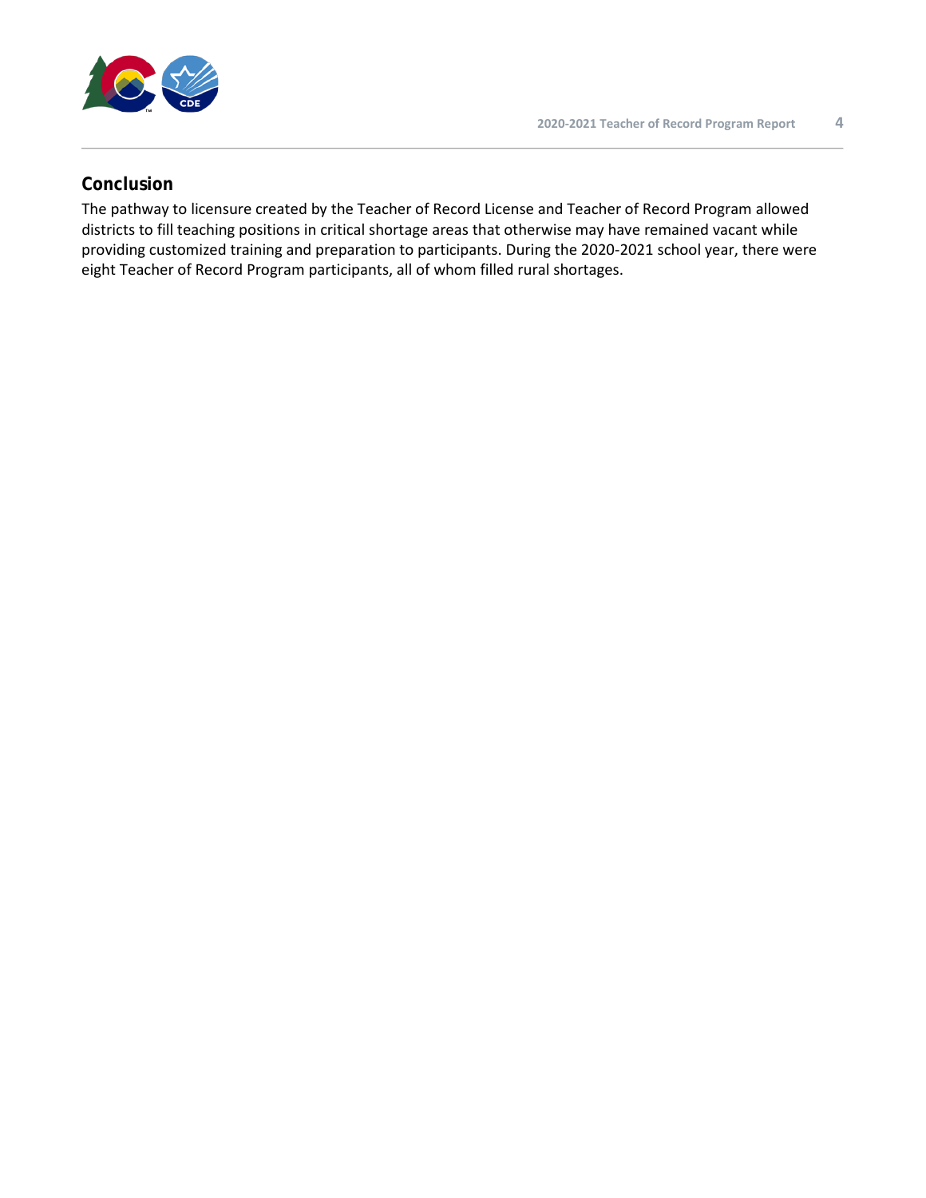## Conclusion

The pathway to licensure created by the Teacher of Record License and Teacher of Record Program allowed districts to fill teaching positions in critical shortage areas that otherwise may have remained vacant while providing customized training and preparation to participants. During the 2020-2021 school year, there were eight Teacher of Record Program participants, all of whom filled rural shortages.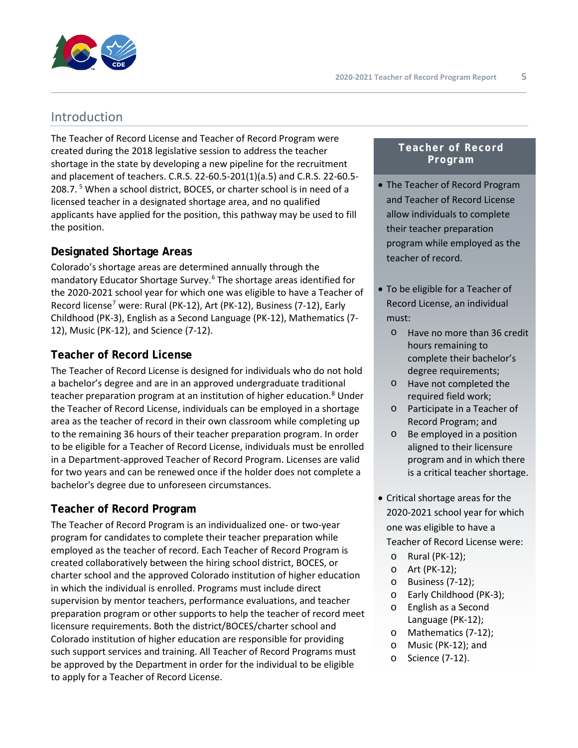## Introduction

The Teacher of Record License and Teacher of Record Program were created during the 2018 legislative session to address the teacher shortage in the state by developing a new pipeline for the recruitment and placement of teachers. C.R.S. 22-60.5-201(1)(a.5) and C.R.S. 22-60.5-208.7. [5] When a school district, BOCES, or charter school is in need of a licensed teacher in a designated shortage area, and no qualified applicants have applied for the position, this pathway may be used to fill the position.

### Designated Shortage Areas

Colorado's shortage areas are determined annually through the mandatory Educator Shortage Survey.[6] The shortage areas identified for the 2020-2021 school year for which one was eligible to have a Teacher of Record license[7] were: Rural (PK-12), Art (PK-12), Business (7-12), Early Childhood (PK-3), English as a Second Language (PK-12), Mathematics (7-12), Music (PK-12), and Science (7-12).

### Teacher of Record License

The Teacher of Record License is designed for individuals who do not hold a bachelor's degree and are in an approved undergraduate traditional teacher preparation program at an institution of higher education.[8] Under the Teacher of Record License, individuals can be employed in a shortage area as the teacher of record in their own classroom while completing up to the remaining 36 hours of their teacher preparation program. In order to be eligible for a Teacher of Record License, individuals must be enrolled in a Department-approved Teacher of Record Program. Licenses are valid for two years and can be renewed once if the holder does not complete a bachelor's degree due to unforeseen circumstances.

### Teacher of Record Program

The Teacher of Record Program is an individualized one- or two-year program for candidates to complete their teacher preparation while employed as the teacher of record. Each Teacher of Record Program is created collaboratively between the hiring school district, BOCES, or charter school and the approved Colorado institution of higher education in which the individual is enrolled. Programs must include direct supervision by mentor teachers, performance evaluations, and teacher preparation program or other supports to help the teacher of record meet licensure requirements. Both the district/BOCES/charter school and Colorado institution of higher education are responsible for providing such support services and training. All Teacher of Record Programs must be approved by the Department in order for the individual to be eligible to apply for a Teacher of Record License.

**Teacher of Record Program**

- The Teacher of Record Program and Teacher of Record License allow individuals to complete their teacher preparation program while employed as the teacher of record.
- To be eligible for a Teacher of Record License, an individual must:
  - Have no more than 36 credit hours remaining to complete their bachelor's degree requirements;
  - Have not completed the required field work;
  - Participate in a Teacher of Record Program; and
  - Be employed in a position aligned to their licensure program and in which there is a critical teacher shortage.
- Critical shortage areas for the 2020-2021 school year for which one was eligible to have a Teacher of Record License were:
  - Rural (PK-12);
  - Art (PK-12);
  - Business (7-12);
  - Early Childhood (PK-3);
  - English as a Second Language (PK-12);
  - Mathematics (7-12);
  - Music (PK-12); and
  - Science (7-12).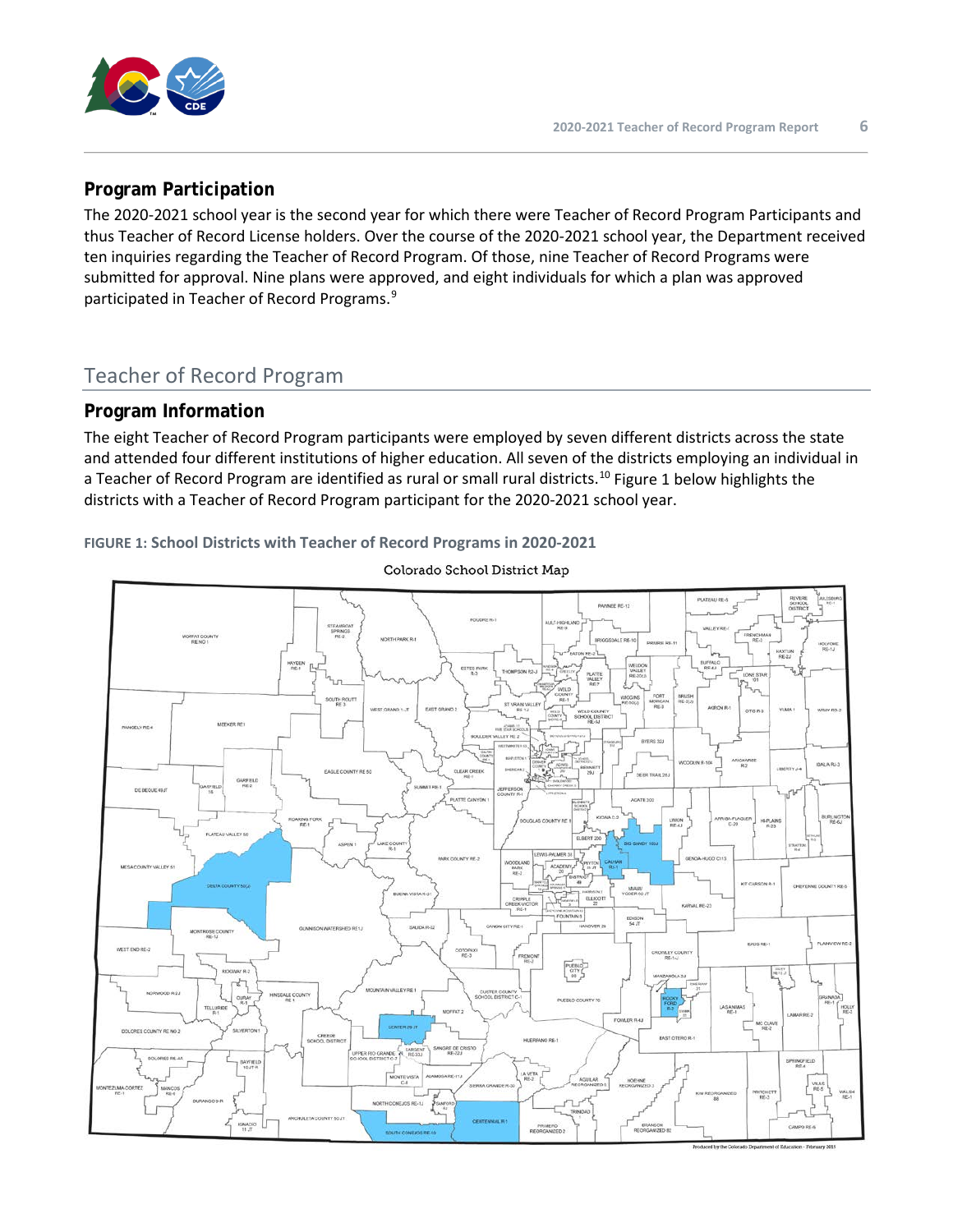## Program Participation

The 2020-2021 school year is the second year for which there were Teacher of Record Program Participants and thus Teacher of Record License holders. Over the course of the 2020-2021 school year, the Department received ten inquiries regarding the Teacher of Record Program. Of those, nine Teacher of Record Programs were submitted for approval. Nine plans were approved, and eight individuals for which a plan was approved participated in Teacher of Record Programs.[9]

# Teacher of Record Program

## Program Information

The eight Teacher of Record Program participants were employed by seven different districts across the state and attended four different institutions of higher education. All seven of the districts employing an individual in a Teacher of Record Program are identified as rural or small rural districts.[10] Figure 1 below highlights the districts with a Teacher of Record Program participant for the 2020-2021 school year.

**FIGURE 1: School Districts with Teacher of Record Programs in 2020-2021**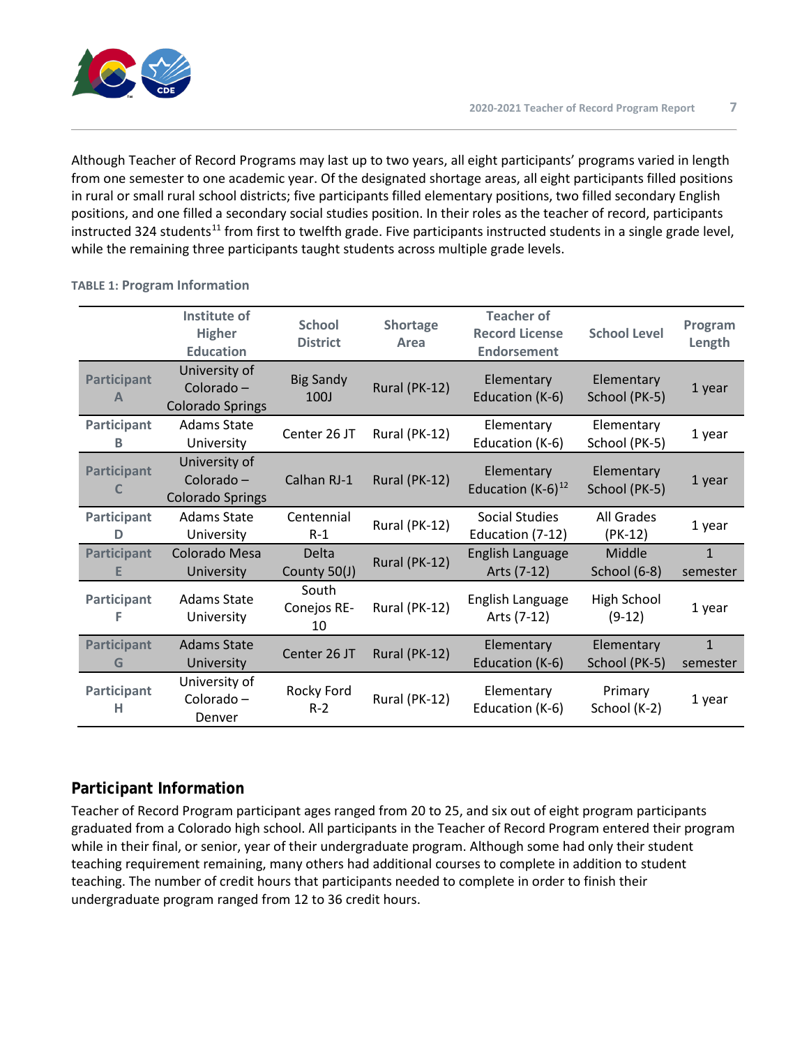Although Teacher of Record Programs may last up to two years, all eight participants' programs varied in length from one semester to one academic year. Of the designated shortage areas, all eight participants filled positions in rural or small rural school districts; five participants filled elementary positions, two filled secondary English positions, and one filled a secondary social studies position. In their roles as the teacher of record, participants instructed 324 students[11] from first to twelfth grade. Five participants instructed students in a single grade level, while the remaining three participants taught students across multiple grade levels.

**TABLE 1: Program Information**

| | Institute of Higher Education | School District | Shortage Area | Teacher of Record License Endorsement | School Level | Program Length |
|---|---|---|---|---|---|---|
| Participant A | University of Colorado – Colorado Springs | Big Sandy 100J | Rural (PK-12) | Elementary Education (K-6) | Elementary School (PK-5) | 1 year |
| Participant B | Adams State University | Center 26 JT | Rural (PK-12) | Elementary Education (K-6) | Elementary School (PK-5) | 1 year |
| Participant C | University of Colorado – Colorado Springs | Calhan RJ-1 | Rural (PK-12) | Elementary Education (K-6)[12] | Elementary School (PK-5) | 1 year |
| Participant D | Adams State University | Centennial R-1 | Rural (PK-12) | Social Studies Education (7-12) | All Grades (PK-12) | 1 year |
| Participant E | Colorado Mesa University | Delta County 50(J) | Rural (PK-12) | English Language Arts (7-12) | Middle School (6-8) | 1 semester |
| Participant F | Adams State University | South Conejos RE-10 | Rural (PK-12) | English Language Arts (7-12) | High School (9-12) | 1 year |
| Participant G | Adams State University | Center 26 JT | Rural (PK-12) | Elementary Education (K-6) | Elementary School (PK-5) | 1 semester |
| Participant H | University of Colorado – Denver | Rocky Ford R-2 | Rural (PK-12) | Elementary Education (K-6) | Primary School (K-2) | 1 year |

## Participant Information

Teacher of Record Program participant ages ranged from 20 to 25, and six out of eight program participants graduated from a Colorado high school. All participants in the Teacher of Record Program entered their program while in their final, or senior, year of their undergraduate program. Although some had only their student teaching requirement remaining, many others had additional courses to complete in addition to student teaching. The number of credit hours that participants needed to complete in order to finish their undergraduate program ranged from 12 to 36 credit hours.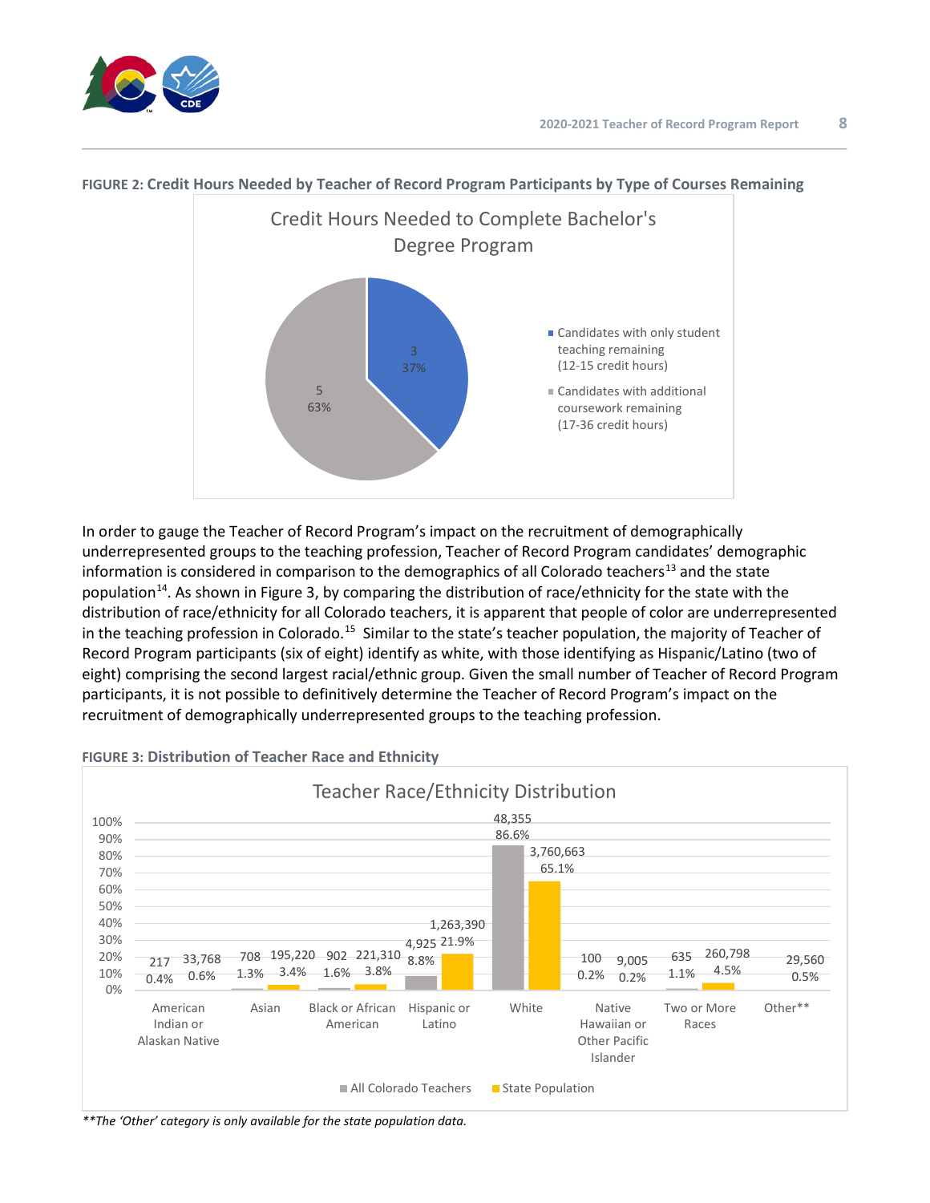**FIGURE 2: Credit Hours Needed by Teacher of Record Program Participants by Type of Courses Remaining**

Credit Hours Needed to Complete Bachelor's Degree Program

| Category | Count | Percent |
|---|---|---|
| Candidates with only student teaching remaining (12-15 credit hours) | 3 | 37% |
| Candidates with additional coursework remaining (17-36 credit hours) | 5 | 63% |

In order to gauge the Teacher of Record Program's impact on the recruitment of demographically underrepresented groups to the teaching profession, Teacher of Record Program candidates' demographic information is considered in comparison to the demographics of all Colorado teachers[13] and the state population[14]. As shown in Figure 3, by comparing the distribution of race/ethnicity for the state with the distribution of race/ethnicity for all Colorado teachers, it is apparent that people of color are underrepresented in the teaching profession in Colorado.[15] Similar to the state's teacher population, the majority of Teacher of Record Program participants (six of eight) identify as white, with those identifying as Hispanic/Latino (two of eight) comprising the second largest racial/ethnic group. Given the small number of Teacher of Record Program participants, it is not possible to definitively determine the Teacher of Record Program's impact on the recruitment of demographically underrepresented groups to the teaching profession.

**FIGURE 3: Distribution of Teacher Race and Ethnicity**

Teacher Race/Ethnicity Distribution

| Race/Ethnicity | All Colorado Teachers | | State Population | |
|---|---|---|---|---|
| | Count | Percent | Count | Percent |
| American Indian or Alaskan Native | 217 | 0.4% | 33,768 | 0.6% |
| Asian | 708 | 1.3% | 195,220 | 3.4% |
| Black or African American | 902 | 1.6% | 221,310 | 3.8% |
| Hispanic or Latino | 4,925 | 8.8% | 1,263,390 | 21.9% |
| White | 48,355 | 86.6% | 3,760,663 | 65.1% |
| Native Hawaiian or Other Pacific Islander | 100 | 0.2% | 9,005 | 0.2% |
| Two or More Races | 635 | 1.1% | 260,798 | 4.5% |
| Other** | | | 29,560 | 0.5% |

*\*\*The 'Other' category is only available for the state population data.*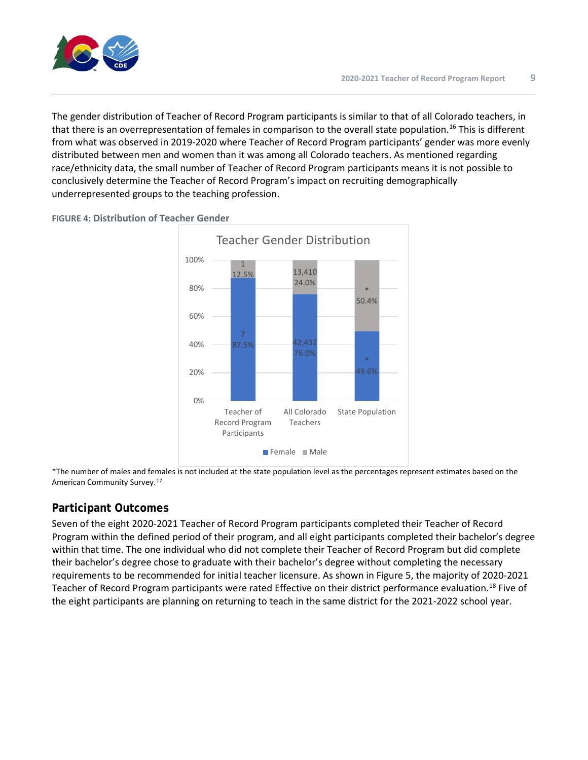The gender distribution of Teacher of Record Program participants is similar to that of all Colorado teachers, in that there is an overrepresentation of females in comparison to the overall state population.[16] This is different from what was observed in 2019-2020 where Teacher of Record Program participants' gender was more evenly distributed between men and women than it was among all Colorado teachers. As mentioned regarding race/ethnicity data, the small number of Teacher of Record Program participants means it is not possible to conclusively determine the Teacher of Record Program's impact on recruiting demographically underrepresented groups to the teaching profession.

**FIGURE 4: Distribution of Teacher Gender**

Teacher Gender Distribution

| | Female | Male |
|---|---|---|
| Teacher of Record Program Participants | 7 (87.5%) | 1 (12.5%) |
| All Colorado Teachers | 42,432 (76.0%) | 13,410 (24.0%) |
| State Population | * (49.6%) | * (50.4%) |

*The number of males and females is not included at the state population level as the percentages represent estimates based on the American Community Survey.[17]

## Participant Outcomes

Seven of the eight 2020-2021 Teacher of Record Program participants completed their Teacher of Record Program within the defined period of their program, and all eight participants completed their bachelor's degree within that time. The one individual who did not complete their Teacher of Record Program but did complete their bachelor's degree chose to graduate with their bachelor's degree without completing the necessary requirements to be recommended for initial teacher licensure. As shown in Figure 5, the majority of 2020-2021 Teacher of Record Program participants were rated Effective on their district performance evaluation.[18] Five of the eight participants are planning on returning to teach in the same district for the 2021-2022 school year.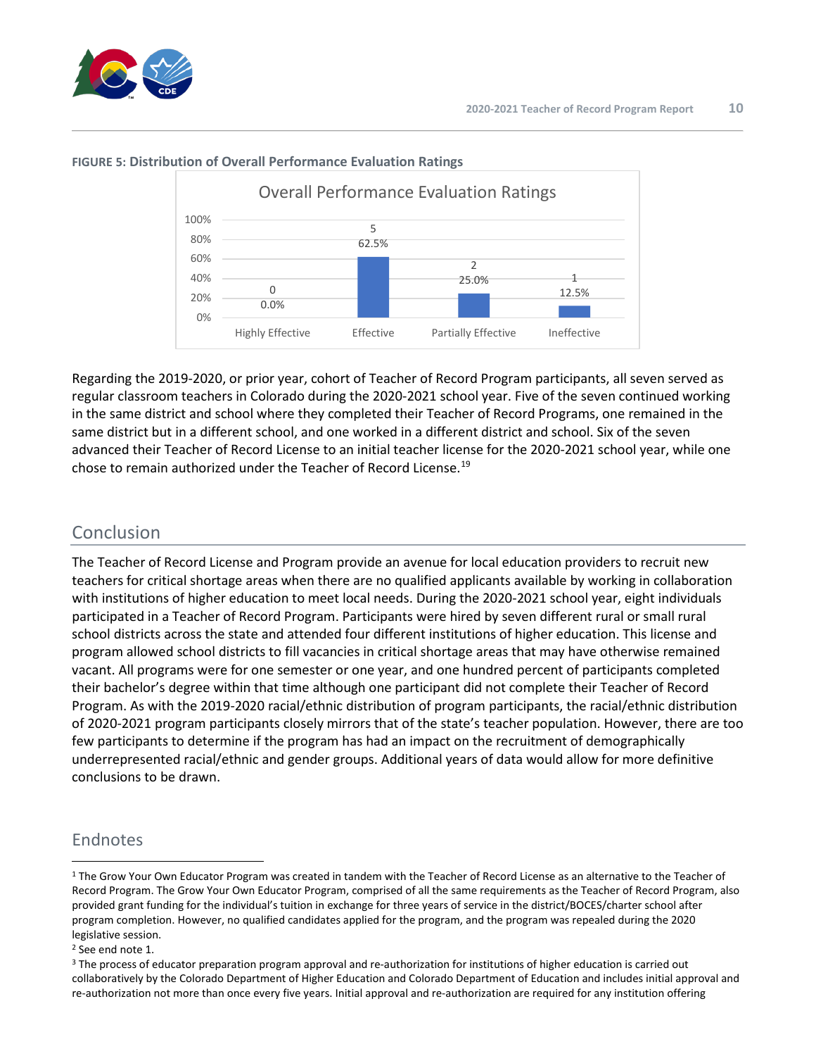**FIGURE 5: Distribution of Overall Performance Evaluation Ratings**

Overall Performance Evaluation Ratings

| Rating | Count | Percent |
| --- | --- | --- |
| Highly Effective | 0 | 0.0% |
| Effective | 5 | 62.5% |
| Partially Effective | 2 | 25.0% |
| Ineffective | 1 | 12.5% |

Regarding the 2019-2020, or prior year, cohort of Teacher of Record Program participants, all seven served as regular classroom teachers in Colorado during the 2020-2021 school year. Five of the seven continued working in the same district and school where they completed their Teacher of Record Programs, one remained in the same district but in a different school, and one worked in a different district and school. Six of the seven advanced their Teacher of Record License to an initial teacher license for the 2020-2021 school year, while one chose to remain authorized under the Teacher of Record License.[19]

## Conclusion

The Teacher of Record License and Program provide an avenue for local education providers to recruit new teachers for critical shortage areas when there are no qualified applicants available by working in collaboration with institutions of higher education to meet local needs. During the 2020-2021 school year, eight individuals participated in a Teacher of Record Program. Participants were hired by seven different rural or small rural school districts across the state and attended four different institutions of higher education. This license and program allowed school districts to fill vacancies in critical shortage areas that may have otherwise remained vacant. All programs were for one semester or one year, and one hundred percent of participants completed their bachelor's degree within that time although one participant did not complete their Teacher of Record Program. As with the 2019-2020 racial/ethnic distribution of program participants, the racial/ethnic distribution of 2020-2021 program participants closely mirrors that of the state's teacher population. However, there are too few participants to determine if the program has had an impact on the recruitment of demographically underrepresented racial/ethnic and gender groups. Additional years of data would allow for more definitive conclusions to be drawn.

## Endnotes

[1] The Grow Your Own Educator Program was created in tandem with the Teacher of Record License as an alternative to the Teacher of Record Program. The Grow Your Own Educator Program, comprised of all the same requirements as the Teacher of Record Program, also provided grant funding for the individual's tuition in exchange for three years of service in the district/BOCES/charter school after program completion. However, no qualified candidates applied for the program, and the program was repealed during the 2020 legislative session.

[2] See end note 1.

[3] The process of educator preparation program approval and re-authorization for institutions of higher education is carried out collaboratively by the Colorado Department of Higher Education and Colorado Department of Education and includes initial approval and re-authorization not more than once every five years. Initial approval and re-authorization are required for any institution offering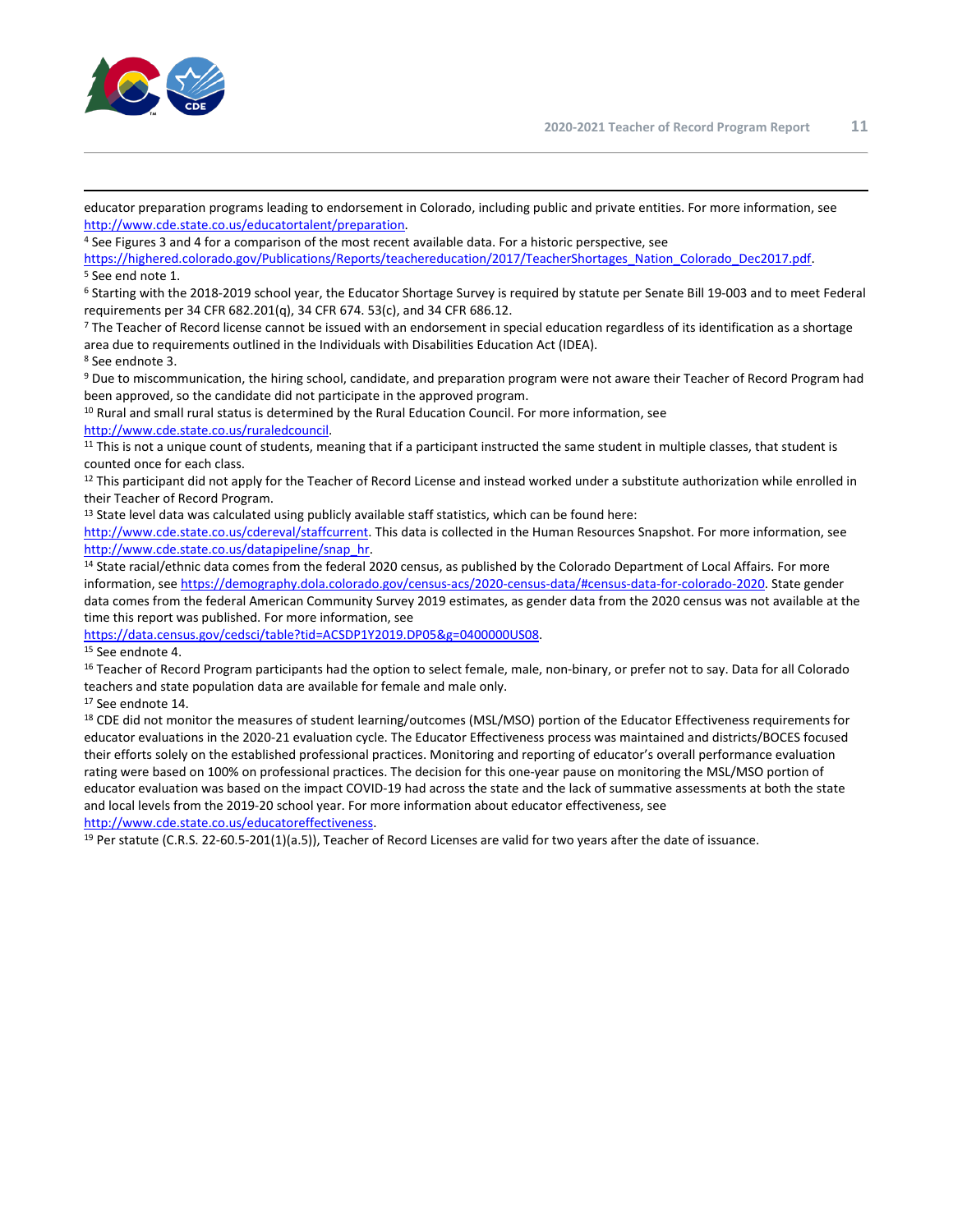educator preparation programs leading to endorsement in Colorado, including public and private entities. For more information, see http://www.cde.state.co.us/educatortalent/preparation.

[4] See Figures 3 and 4 for a comparison of the most recent available data. For a historic perspective, see https://highered.colorado.gov/Publications/Reports/teachereducation/2017/TeacherShortages_Nation_Colorado_Dec2017.pdf.

[5] See end note 1.

[6] Starting with the 2018-2019 school year, the Educator Shortage Survey is required by statute per Senate Bill 19-003 and to meet Federal requirements per 34 CFR 682.201(q), 34 CFR 674. 53(c), and 34 CFR 686.12.

[7] The Teacher of Record license cannot be issued with an endorsement in special education regardless of its identification as a shortage area due to requirements outlined in the Individuals with Disabilities Education Act (IDEA).

[8] See endnote 3.

[9] Due to miscommunication, the hiring school, candidate, and preparation program were not aware their Teacher of Record Program had been approved, so the candidate did not participate in the approved program.

[10] Rural and small rural status is determined by the Rural Education Council. For more information, see http://www.cde.state.co.us/ruraledcouncil.

[11] This is not a unique count of students, meaning that if a participant instructed the same student in multiple classes, that student is counted once for each class.

[12] This participant did not apply for the Teacher of Record License and instead worked under a substitute authorization while enrolled in their Teacher of Record Program.

[13] State level data was calculated using publicly available staff statistics, which can be found here: http://www.cde.state.co.us/cdereval/staffcurrent. This data is collected in the Human Resources Snapshot. For more information, see http://www.cde.state.co.us/datapipeline/snap_hr.

[14] State racial/ethnic data comes from the federal 2020 census, as published by the Colorado Department of Local Affairs. For more information, see https://demography.dola.colorado.gov/census-acs/2020-census-data/#census-data-for-colorado-2020. State gender data comes from the federal American Community Survey 2019 estimates, as gender data from the 2020 census was not available at the time this report was published. For more information, see https://data.census.gov/cedsci/table?tid=ACSDP1Y2019.DP05&g=0400000US08.

[15] See endnote 4.

[16] Teacher of Record Program participants had the option to select female, male, non-binary, or prefer not to say. Data for all Colorado teachers and state population data are available for female and male only.

[17] See endnote 14.

[18] CDE did not monitor the measures of student learning/outcomes (MSL/MSO) portion of the Educator Effectiveness requirements for educator evaluations in the 2020-21 evaluation cycle. The Educator Effectiveness process was maintained and districts/BOCES focused their efforts solely on the established professional practices. Monitoring and reporting of educator's overall performance evaluation rating were based on 100% on professional practices. The decision for this one-year pause on monitoring the MSL/MSO portion of educator evaluation was based on the impact COVID-19 had across the state and the lack of summative assessments at both the state and local levels from the 2019-20 school year. For more information about educator effectiveness, see http://www.cde.state.co.us/educatoreffectiveness.

[19] Per statute (C.R.S. 22-60.5-201(1)(a.5)), Teacher of Record Licenses are valid for two years after the date of issuance.